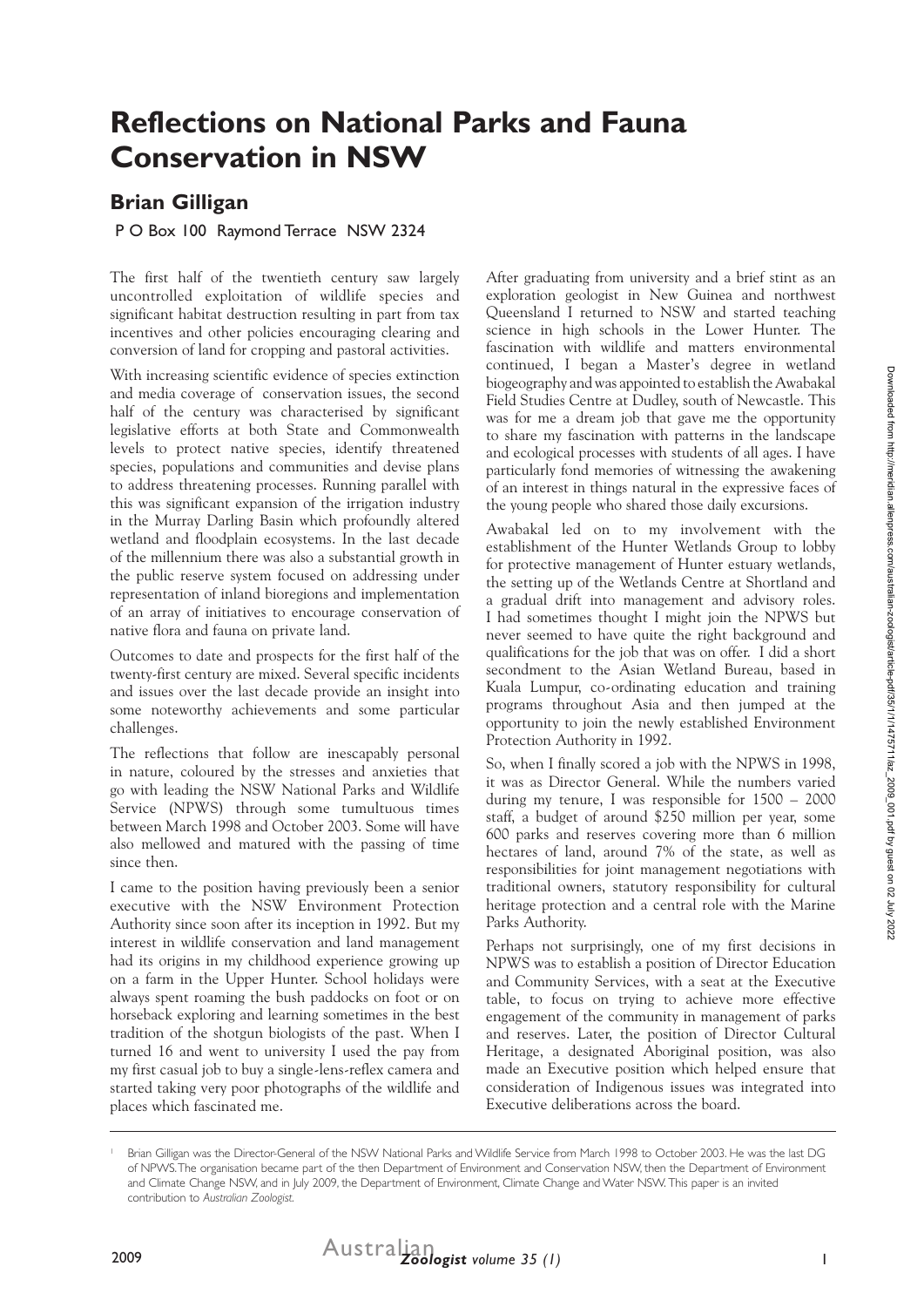# Reflections on National Parks and Fauna Conservation in NSW

## Brian Gilligan

P O Box 100 Raymond Terrace NSW 2324

The first half of the twentieth century saw largely uncontrolled exploitation of wildlife species and significant habitat destruction resulting in part from tax incentives and other policies encouraging clearing and conversion of land for cropping and pastoral activities.

With increasing scientific evidence of species extinction and media coverage of conservation issues, the second half of the century was characterised by significant legislative efforts at both State and Commonwealth levels to protect native species, identify threatened species, populations and communities and devise plans to address threatening processes. Running parallel with this was significant expansion of the irrigation industry in the Murray Darling Basin which profoundly altered wetland and floodplain ecosystems. In the last decade of the millennium there was also a substantial growth in the public reserve system focused on addressing under representation of inland bioregions and implementation of an array of initiatives to encourage conservation of native flora and fauna on private land.

Outcomes to date and prospects for the first half of the twenty-first century are mixed. Several specific incidents and issues over the last decade provide an insight into some noteworthy achievements and some particular challenges.

The reflections that follow are inescapably personal in nature, coloured by the stresses and anxieties that go with leading the NSW National Parks and Wildlife Service (NPWS) through some tumultuous times between March 1998 and October 2003. Some will have also mellowed and matured with the passing of time since then.

I came to the position having previously been a senior executive with the NSW Environment Protection Authority since soon after its inception in 1992. But my interest in wildlife conservation and land management had its origins in my childhood experience growing up on a farm in the Upper Hunter. School holidays were always spent roaming the bush paddocks on foot or on horseback exploring and learning sometimes in the best tradition of the shotgun biologists of the past. When I turned 16 and went to university I used the pay from my first casual job to buy a single-lens-reflex camera and started taking very poor photographs of the wildlife and places which fascinated me.

After graduating from university and a brief stint as an exploration geologist in New Guinea and northwest Queensland I returned to NSW and started teaching science in high schools in the Lower Hunter. The fascination with wildlife and matters environmental continued, I began a Master's degree in wetland biogeography and was appointed to establish the Awabakal Field Studies Centre at Dudley, south of Newcastle. This was for me a dream job that gave me the opportunity to share my fascination with patterns in the landscape and ecological processes with students of all ages. I have particularly fond memories of witnessing the awakening of an interest in things natural in the expressive faces of the young people who shared those daily excursions.

Awabakal led on to my involvement with the establishment of the Hunter Wetlands Group to lobby for protective management of Hunter estuary wetlands, the setting up of the Wetlands Centre at Shortland and a gradual drift into management and advisory roles. I had sometimes thought I might join the NPWS but never seemed to have quite the right background and qualifications for the job that was on offer. I did a short secondment to the Asian Wetland Bureau, based in Kuala Lumpur, co-ordinating education and training programs throughout Asia and then jumped at the opportunity to join the newly established Environment Protection Authority in 1992.

So, when I finally scored a job with the NPWS in 1998, it was as Director General. While the numbers varied during my tenure, I was responsible for 1500 – 2000 staff, a budget of around $250 million per year, some 600 parks and reserves covering more than 6 million hectares of land, around 7% of the state, as well as responsibilities for joint management negotiations with traditional owners, statutory responsibility for cultural heritage protection and a central role with the Marine Parks Authority.

Perhaps not surprisingly, one of my first decisions in NPWS was to establish a position of Director Education and Community Services, with a seat at the Executive table, to focus on trying to achieve more effective engagement of the community in management of parks and reserves. Later, the position of Director Cultural Heritage, a designated Aboriginal position, was also made an Executive position which helped ensure that consideration of Indigenous issues was integrated into Executive deliberations across the board.

[1] Brian Gilligan was the Director-General of the NSW National Parks and Wildlife Service from March 1998 to October 2003. He was the last DG of NPWS. The organisation became part of the then Department of Environment and Conservation NSW, then the Department of Environment and Climate Change NSW, and in July 2009, the Department of Environment, Climate Change and Water NSW. This paper is an invited contribution to *Australian Zoologist*.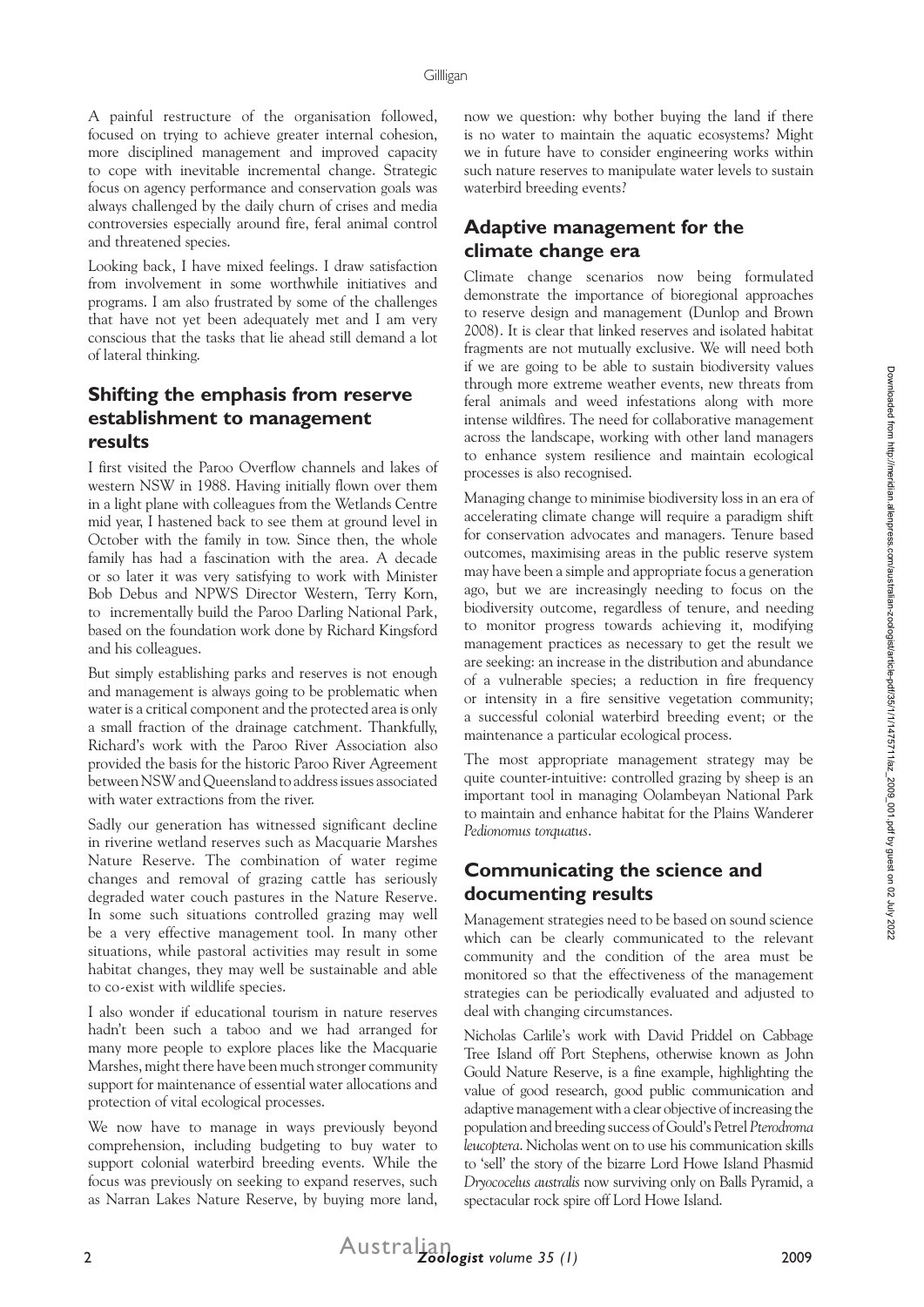A painful restructure of the organisation followed, focused on trying to achieve greater internal cohesion, more disciplined management and improved capacity to cope with inevitable incremental change. Strategic focus on agency performance and conservation goals was always challenged by the daily churn of crises and media controversies especially around fire, feral animal control and threatened species.

Looking back, I have mixed feelings. I draw satisfaction from involvement in some worthwhile initiatives and programs. I am also frustrated by some of the challenges that have not yet been adequately met and I am very conscious that the tasks that lie ahead still demand a lot of lateral thinking.

## Shifting the emphasis from reserve establishment to management results

I first visited the Paroo Overflow channels and lakes of western NSW in 1988. Having initially flown over them in a light plane with colleagues from the Wetlands Centre mid year, I hastened back to see them at ground level in October with the family in tow. Since then, the whole family has had a fascination with the area. A decade or so later it was very satisfying to work with Minister Bob Debus and NPWS Director Western, Terry Korn, to incrementally build the Paroo Darling National Park, based on the foundation work done by Richard Kingsford and his colleagues.

But simply establishing parks and reserves is not enough and management is always going to be problematic when water is a critical component and the protected area is only a small fraction of the drainage catchment. Thankfully, Richard's work with the Paroo River Association also provided the basis for the historic Paroo River Agreement between NSW and Queensland to address issues associated with water extractions from the river.

Sadly our generation has witnessed significant decline in riverine wetland reserves such as Macquarie Marshes Nature Reserve. The combination of water regime changes and removal of grazing cattle has seriously degraded water couch pastures in the Nature Reserve. In some such situations controlled grazing may well be a very effective management tool. In many other situations, while pastoral activities may result in some habitat changes, they may well be sustainable and able to co-exist with wildlife species.

I also wonder if educational tourism in nature reserves hadn't been such a taboo and we had arranged for many more people to explore places like the Macquarie Marshes, might there have been much stronger community support for maintenance of essential water allocations and protection of vital ecological processes.

We now have to manage in ways previously beyond comprehension, including budgeting to buy water to support colonial waterbird breeding events. While the focus was previously on seeking to expand reserves, such as Narran Lakes Nature Reserve, by buying more land, now we question: why bother buying the land if there is no water to maintain the aquatic ecosystems? Might we in future have to consider engineering works within such nature reserves to manipulate water levels to sustain waterbird breeding events?

## Adaptive management for the climate change era

Climate change scenarios now being formulated demonstrate the importance of bioregional approaches to reserve design and management (Dunlop and Brown 2008). It is clear that linked reserves and isolated habitat fragments are not mutually exclusive. We will need both if we are going to be able to sustain biodiversity values through more extreme weather events, new threats from feral animals and weed infestations along with more intense wildfires. The need for collaborative management across the landscape, working with other land managers to enhance system resilience and maintain ecological processes is also recognised.

Managing change to minimise biodiversity loss in an era of accelerating climate change will require a paradigm shift for conservation advocates and managers. Tenure based outcomes, maximising areas in the public reserve system may have been a simple and appropriate focus a generation ago, but we are increasingly needing to focus on the biodiversity outcome, regardless of tenure, and needing to monitor progress towards achieving it, modifying management practices as necessary to get the result we are seeking: an increase in the distribution and abundance of a vulnerable species; a reduction in fire frequency or intensity in a fire sensitive vegetation community; a successful colonial waterbird breeding event; or the maintenance a particular ecological process.

The most appropriate management strategy may be quite counter-intuitive: controlled grazing by sheep is an important tool in managing Oolambeyan National Park to maintain and enhance habitat for the Plains Wanderer *Pedionomus torquatus*.

## Communicating the science and documenting results

Management strategies need to be based on sound science which can be clearly communicated to the relevant community and the condition of the area must be monitored so that the effectiveness of the management strategies can be periodically evaluated and adjusted to deal with changing circumstances.

Nicholas Carlile's work with David Priddel on Cabbage Tree Island off Port Stephens, otherwise known as John Gould Nature Reserve, is a fine example, highlighting the value of good research, good public communication and adaptive management with a clear objective of increasing the population and breeding success of Gould's Petrel *Pterodroma leucoptera*. Nicholas went on to use his communication skills to 'sell' the story of the bizarre Lord Howe Island Phasmid *Dryococelus australis* now surviving only on Balls Pyramid, a spectacular rock spire off Lord Howe Island.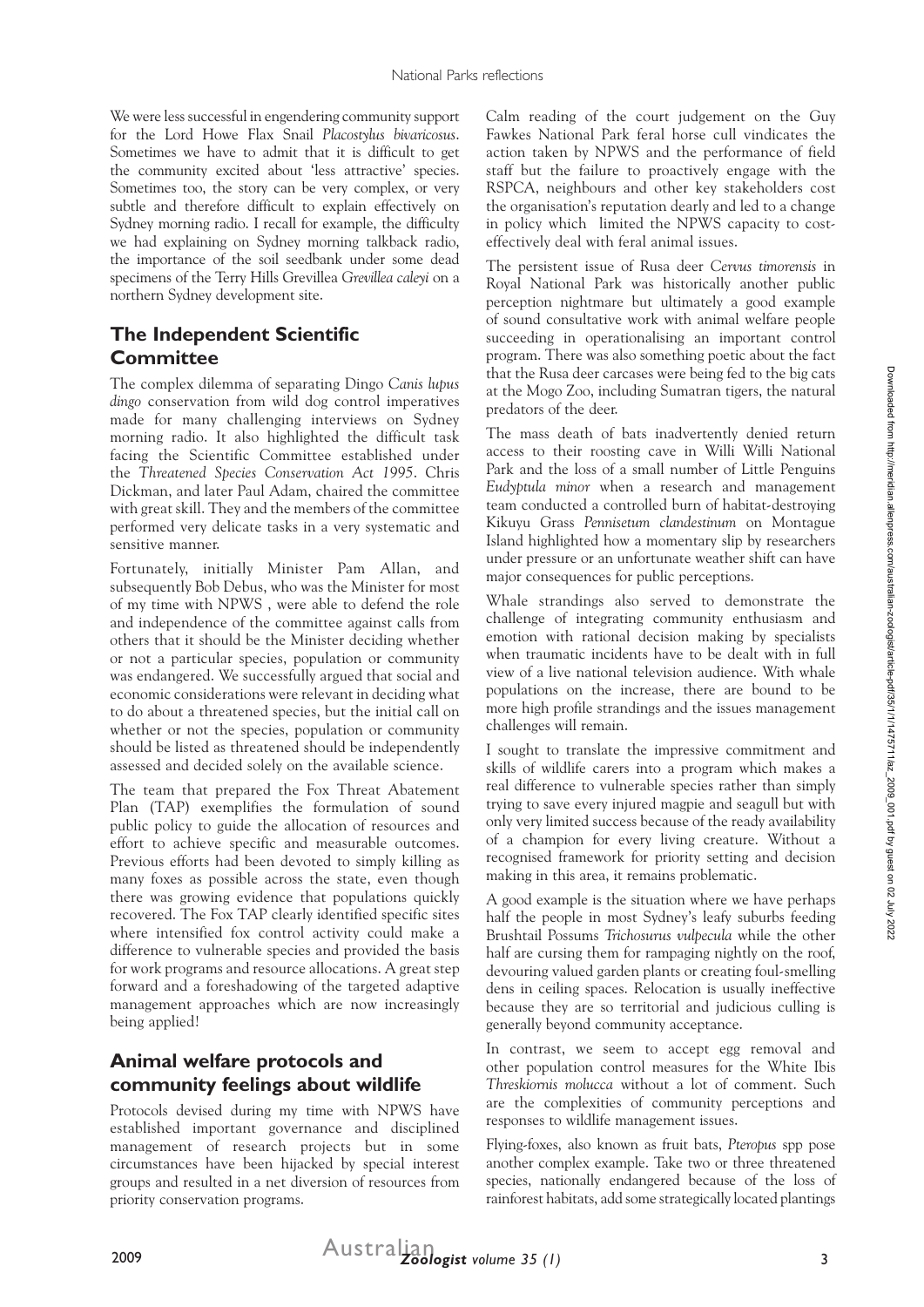We were less successful in engendering community support for the Lord Howe Flax Snail *Placostylus bivaricosus*. Sometimes we have to admit that it is difficult to get the community excited about 'less attractive' species. Sometimes too, the story can be very complex, or very subtle and therefore difficult to explain effectively on Sydney morning radio. I recall for example, the difficulty we had explaining on Sydney morning talkback radio, the importance of the soil seedbank under some dead specimens of the Terry Hills Grevillea *Grevillea caleyi* on a northern Sydney development site.

## The Independent Scientific Committee

The complex dilemma of separating Dingo *Canis lupus dingo* conservation from wild dog control imperatives made for many challenging interviews on Sydney morning radio. It also highlighted the difficult task facing the Scientific Committee established under the *Threatened Species Conservation Act 1995*. Chris Dickman, and later Paul Adam, chaired the committee with great skill. They and the members of the committee performed very delicate tasks in a very systematic and sensitive manner.

Fortunately, initially Minister Pam Allan, and subsequently Bob Debus, who was the Minister for most of my time with NPWS , were able to defend the role and independence of the committee against calls from others that it should be the Minister deciding whether or not a particular species, population or community was endangered. We successfully argued that social and economic considerations were relevant in deciding what to do about a threatened species, but the initial call on whether or not the species, population or community should be listed as threatened should be independently assessed and decided solely on the available science.

The team that prepared the Fox Threat Abatement Plan (TAP) exemplifies the formulation of sound public policy to guide the allocation of resources and effort to achieve specific and measurable outcomes. Previous efforts had been devoted to simply killing as many foxes as possible across the state, even though there was growing evidence that populations quickly recovered. The Fox TAP clearly identified specific sites where intensified fox control activity could make a difference to vulnerable species and provided the basis for work programs and resource allocations. A great step forward and a foreshadowing of the targeted adaptive management approaches which are now increasingly being applied!

## Animal welfare protocols and community feelings about wildlife

Protocols devised during my time with NPWS have established important governance and disciplined management of research projects but in some circumstances have been hijacked by special interest groups and resulted in a net diversion of resources from priority conservation programs.

Calm reading of the court judgement on the Guy Fawkes National Park feral horse cull vindicates the action taken by NPWS and the performance of field staff but the failure to proactively engage with the RSPCA, neighbours and other key stakeholders cost the organisation's reputation dearly and led to a change in policy which limited the NPWS capacity to cost-effectively deal with feral animal issues.

The persistent issue of Rusa deer *Cervus timorensis* in Royal National Park was historically another public perception nightmare but ultimately a good example of sound consultative work with animal welfare people succeeding in operationalising an important control program. There was also something poetic about the fact that the Rusa deer carcases were being fed to the big cats at the Mogo Zoo, including Sumatran tigers, the natural predators of the deer.

The mass death of bats inadvertently denied return access to their roosting cave in Willi Willi National Park and the loss of a small number of Little Penguins *Eudyptula minor* when a research and management team conducted a controlled burn of habitat-destroying Kikuyu Grass *Pennisetum clandestinum* on Montague Island highlighted how a momentary slip by researchers under pressure or an unfortunate weather shift can have major consequences for public perceptions.

Whale strandings also served to demonstrate the challenge of integrating community enthusiasm and emotion with rational decision making by specialists when traumatic incidents have to be dealt with in full view of a live national television audience. With whale populations on the increase, there are bound to be more high profile strandings and the issues management challenges will remain.

I sought to translate the impressive commitment and skills of wildlife carers into a program which makes a real difference to vulnerable species rather than simply trying to save every injured magpie and seagull but with only very limited success because of the ready availability of a champion for every living creature. Without a recognised framework for priority setting and decision making in this area, it remains problematic.

A good example is the situation where we have perhaps half the people in most Sydney's leafy suburbs feeding Brushtail Possums *Trichosurus vulpecula* while the other half are cursing them for rampaging nightly on the roof, devouring valued garden plants or creating foul-smelling dens in ceiling spaces. Relocation is usually ineffective because they are so territorial and judicious culling is generally beyond community acceptance.

In contrast, we seem to accept egg removal and other population control measures for the White Ibis *Threskiornis molucca* without a lot of comment. Such are the complexities of community perceptions and responses to wildlife management issues.

Flying-foxes, also known as fruit bats, *Pteropus* spp pose another complex example. Take two or three threatened species, nationally endangered because of the loss of rainforest habitats, add some strategically located plantings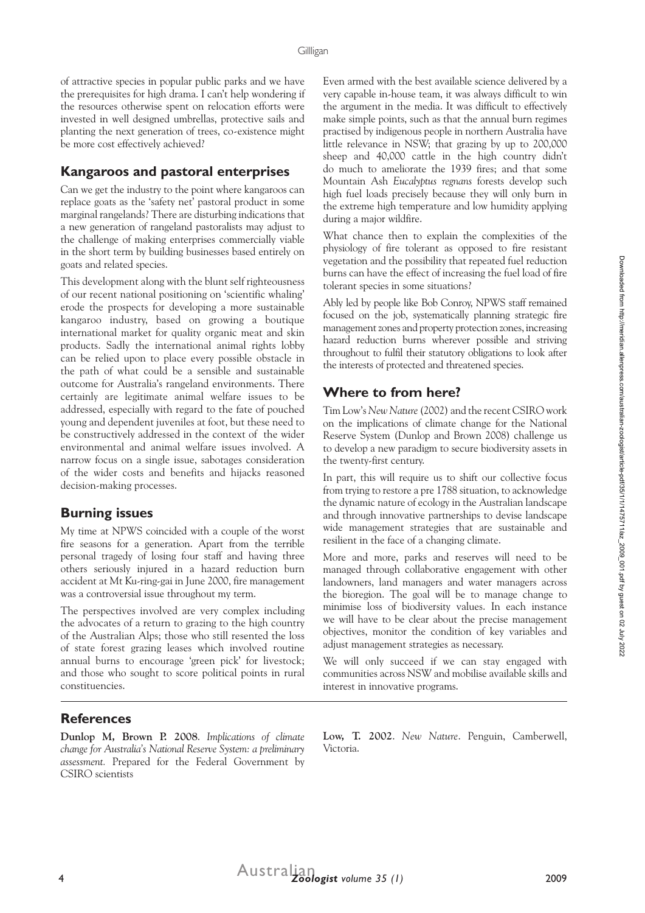of attractive species in popular public parks and we have the prerequisites for high drama. I can't help wondering if the resources otherwise spent on relocation efforts were invested in well designed umbrellas, protective sails and planting the next generation of trees, co-existence might be more cost effectively achieved?

## Kangaroos and pastoral enterprises

Can we get the industry to the point where kangaroos can replace goats as the 'safety net' pastoral product in some marginal rangelands? There are disturbing indications that a new generation of rangeland pastoralists may adjust to the challenge of making enterprises commercially viable in the short term by building businesses based entirely on goats and related species.

This development along with the blunt self righteousness of our recent national positioning on 'scientific whaling' erode the prospects for developing a more sustainable kangaroo industry, based on growing a boutique international market for quality organic meat and skin products. Sadly the international animal rights lobby can be relied upon to place every possible obstacle in the path of what could be a sensible and sustainable outcome for Australia's rangeland environments. There certainly are legitimate animal welfare issues to be addressed, especially with regard to the fate of pouched young and dependent juveniles at foot, but these need to be constructively addressed in the context of the wider environmental and animal welfare issues involved. A narrow focus on a single issue, sabotages consideration of the wider costs and benefits and hijacks reasoned decision-making processes.

## Burning issues

My time at NPWS coincided with a couple of the worst fire seasons for a generation. Apart from the terrible personal tragedy of losing four staff and having three others seriously injured in a hazard reduction burn accident at Mt Ku-ring-gai in June 2000, fire management was a controversial issue throughout my term.

The perspectives involved are very complex including the advocates of a return to grazing to the high country of the Australian Alps; those who still resented the loss of state forest grazing leases which involved routine annual burns to encourage 'green pick' for livestock; and those who sought to score political points in rural constituencies.

Even armed with the best available science delivered by a very capable in-house team, it was always difficult to win the argument in the media. It was difficult to effectively make simple points, such as that the annual burn regimes practised by indigenous people in northern Australia have little relevance in NSW; that grazing by up to 200,000 sheep and 40,000 cattle in the high country didn't do much to ameliorate the 1939 fires; and that some Mountain Ash *Eucalyptus regnans* forests develop such high fuel loads precisely because they will only burn in the extreme high temperature and low humidity applying during a major wildfire.

What chance then to explain the complexities of the physiology of fire tolerant as opposed to fire resistant vegetation and the possibility that repeated fuel reduction burns can have the effect of increasing the fuel load of fire tolerant species in some situations?

Ably led by people like Bob Conroy, NPWS staff remained focused on the job, systematically planning strategic fire management zones and property protection zones, increasing hazard reduction burns wherever possible and striving throughout to fulfil their statutory obligations to look after the interests of protected and threatened species.

## Where to from here?

Tim Low's *New Nature* (2002) and the recent CSIRO work on the implications of climate change for the National Reserve System (Dunlop and Brown 2008) challenge us to develop a new paradigm to secure biodiversity assets in the twenty-first century.

In part, this will require us to shift our collective focus from trying to restore a pre 1788 situation, to acknowledge the dynamic nature of ecology in the Australian landscape and through innovative partnerships to devise landscape wide management strategies that are sustainable and resilient in the face of a changing climate.

More and more, parks and reserves will need to be managed through collaborative engagement with other landowners, land managers and water managers across the bioregion. The goal will be to manage change to minimise loss of biodiversity values. In each instance we will have to be clear about the precise management objectives, monitor the condition of key variables and adjust management strategies as necessary.

We will only succeed if we can stay engaged with communities across NSW and mobilise available skills and interest in innovative programs.

## References

**Dunlop M, Brown P. 2008**. *Implications of climate change for Australia's National Reserve System: a preliminary assessment.* Prepared for the Federal Government by CSIRO scientists

**Low, T. 2002**. *New Nature*. Penguin, Camberwell, Victoria.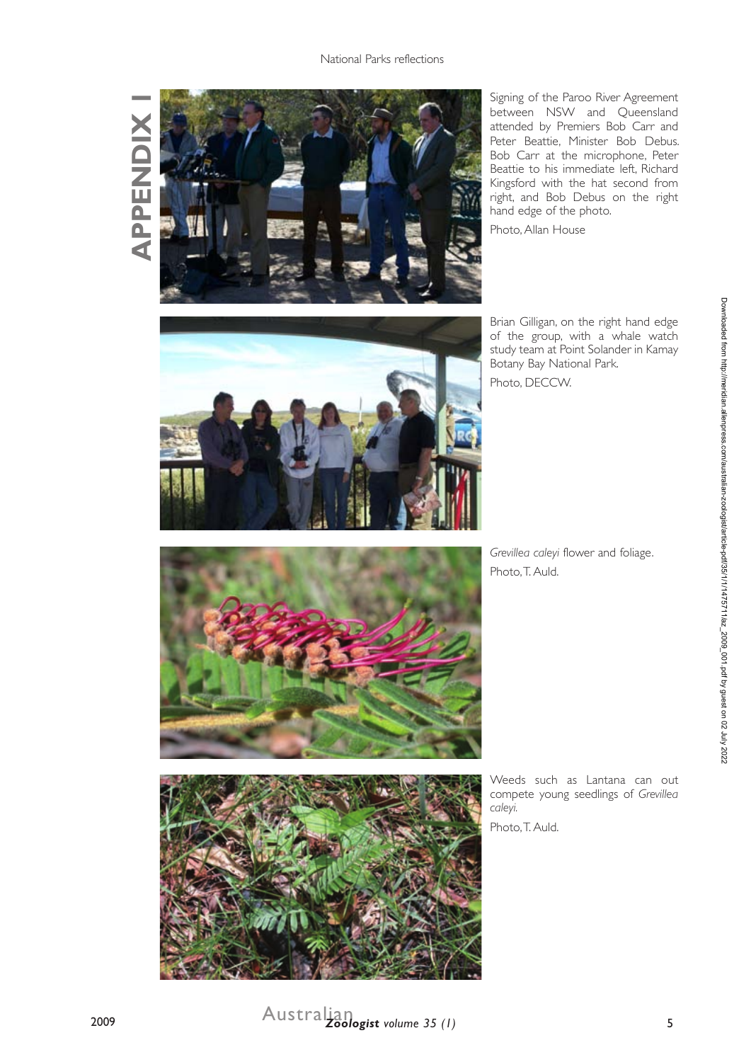# APPENDIX I

Signing of the Paroo River Agreement between NSW and Queensland attended by Premiers Bob Carr and Peter Beattie, Minister Bob Debus. Bob Carr at the microphone, Peter Beattie to his immediate left, Richard Kingsford with the hat second from right, and Bob Debus on the right hand edge of the photo.

Photo, Allan House

Brian Gilligan, on the right hand edge of the group, with a whale watch study team at Point Solander in Kamay Botany Bay National Park.

Photo, DECCW.

*Grevillea caleyi* flower and foliage.

Photo, T. Auld.

Weeds such as Lantana can out compete young seedlings of *Grevillea caleyi.*

Photo, T. Auld.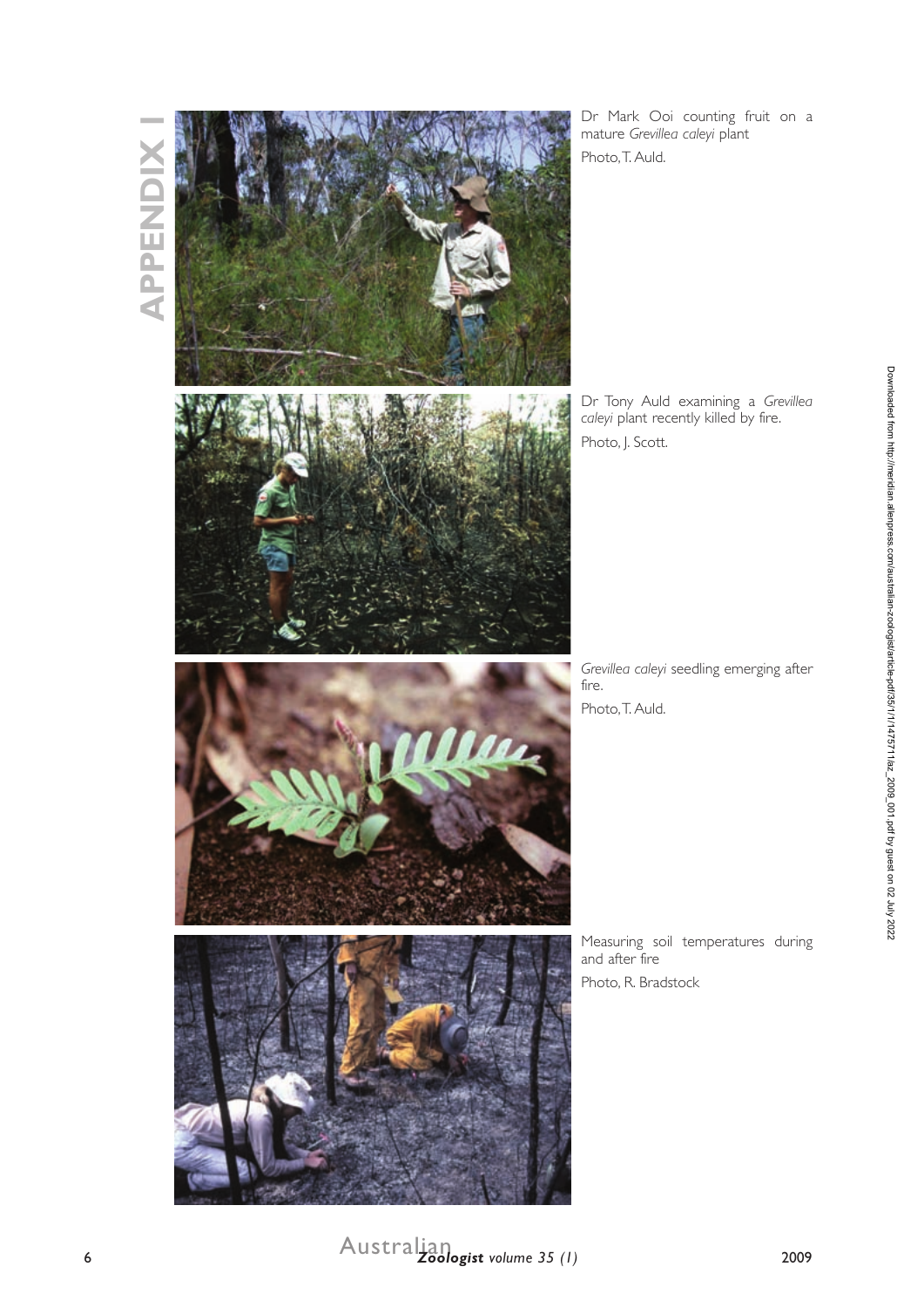# APPENDIX I

Dr Mark Ooi counting fruit on a mature *Grevillea caleyi* plant

Photo, T. Auld.

Dr Tony Auld examining a *Grevillea caleyi* plant recently killed by fire.

Photo, J. Scott.

*Grevillea caleyi* seedling emerging after fire.

Photo, T. Auld.

Measuring soil temperatures during and after fire

Photo, R. Bradstock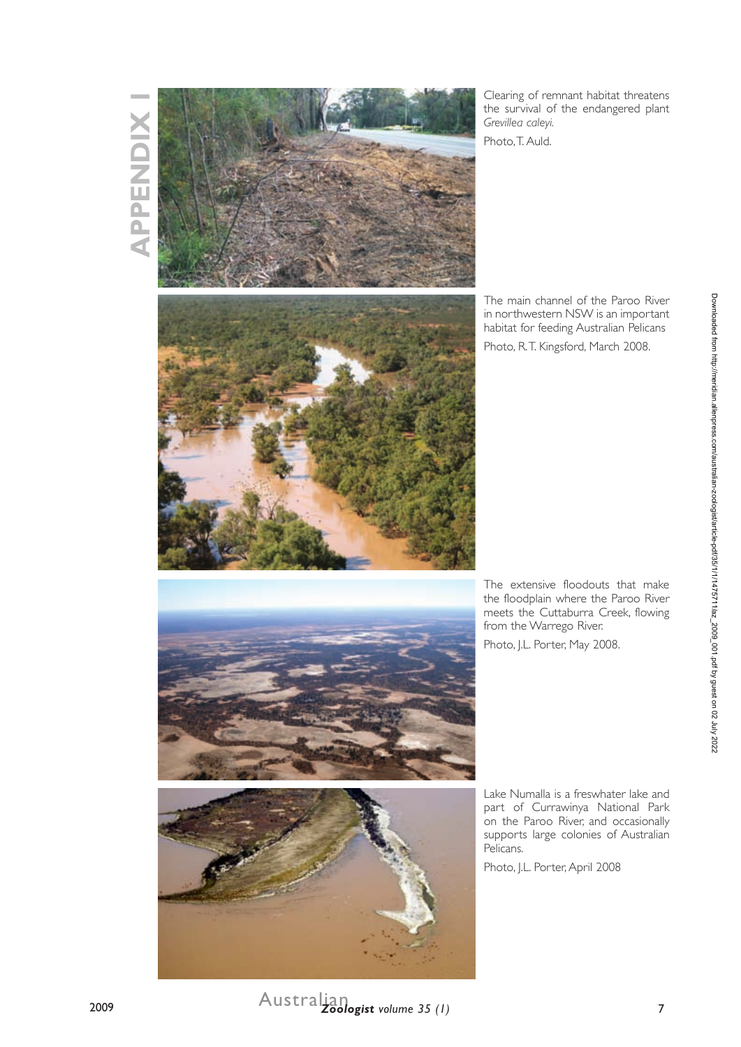# APPENDIX I

Clearing of remnant habitat threatens the survival of the endangered plant *Grevillea caleyi*.

Photo, T. Auld.

The main channel of the Paroo River in northwestern NSW is an important habitat for feeding Australian Pelicans

Photo, R.T. Kingsford, March 2008.

The extensive floodouts that make the floodplain where the Paroo River meets the Cuttaburra Creek, flowing from the Warrego River.

Photo, J.L. Porter, May 2008.

Lake Numalla is a freshwater lake and part of Currawinya National Park on the Paroo River, and occasionally supports large colonies of Australian Pelicans.

Photo, J.L. Porter, April 2008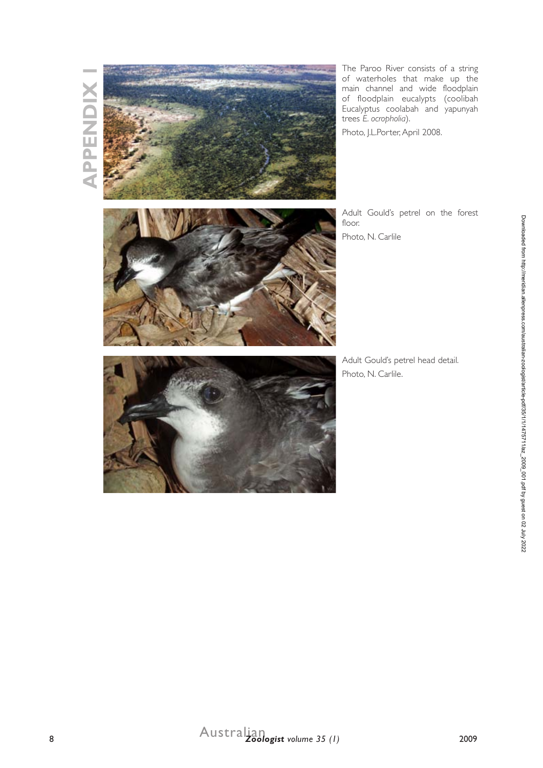# APPENDIX I

The Paroo River consists of a string of waterholes that make up the main channel and wide floodplain of floodplain eucalypts (coolibah Eucalyptus coolabah and yapunyah trees *E. ocropholia*).

Photo, J.L.Porter, April 2008.

Adult Gould's petrel on the forest floor.

Photo, N. Carlile

Adult Gould's petrel head detail.

Photo, N. Carlile.